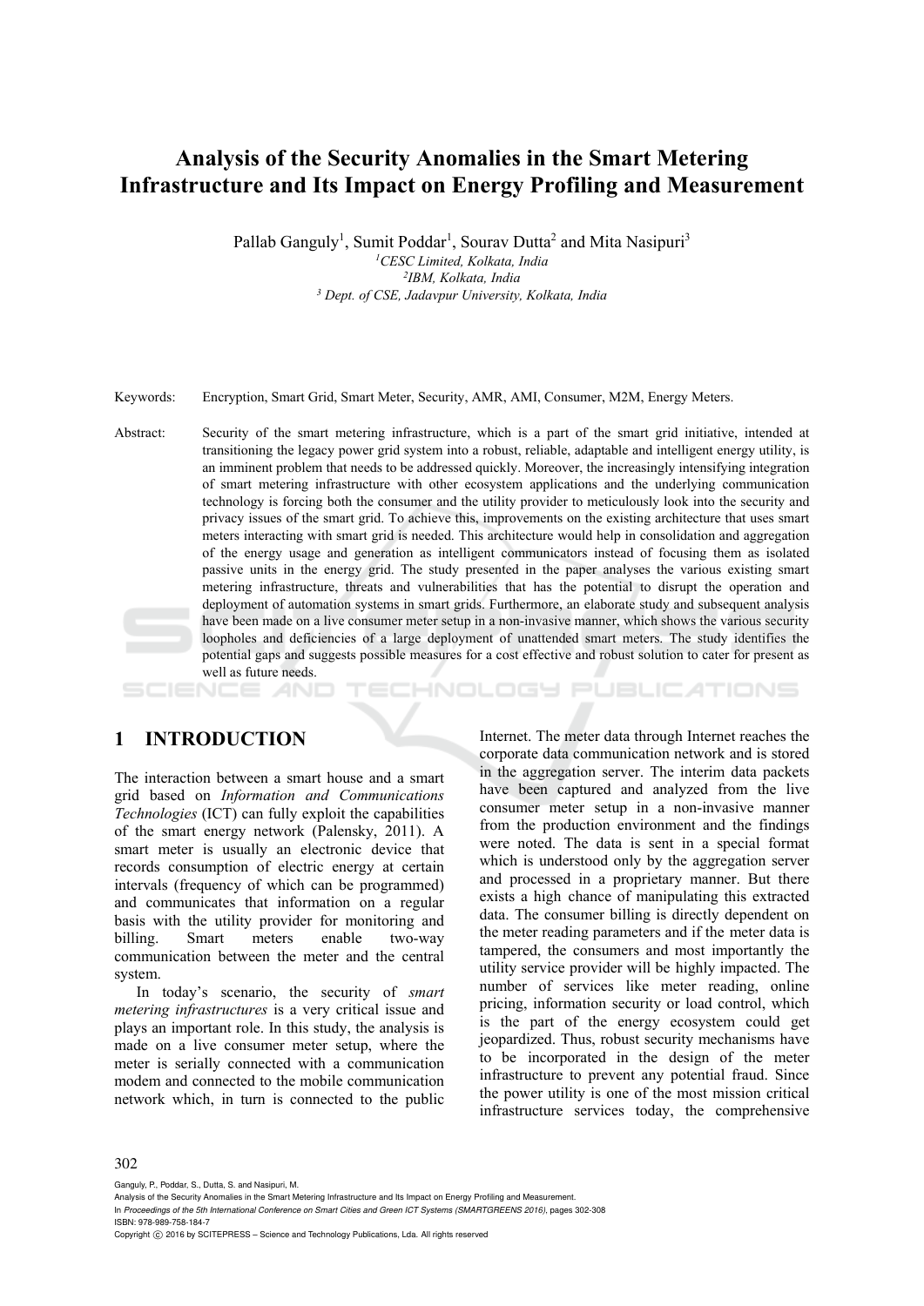# Analysis of the Security Anomalies in the Smart Metering Infrastructure and Its Impact on Energy Profiling and Measurement

Pallab Ganguly[1], Sumit Poddar[1], Sourav Dutta[2] and Mita Nasipuri[3]

[1]CESC Limited, Kolkata, India
[2]IBM, Kolkata, India
[3] Dept. of CSE, Jadavpur University, Kolkata, India

Keywords: Encryption, Smart Grid, Smart Meter, Security, AMR, AMI, Consumer, M2M, Energy Meters.

Abstract: Security of the smart metering infrastructure, which is a part of the smart grid initiative, intended at transitioning the legacy power grid system into a robust, reliable, adaptable and intelligent energy utility, is an imminent problem that needs to be addressed quickly. Moreover, the increasingly intensifying integration of smart metering infrastructure with other ecosystem applications and the underlying communication technology is forcing both the consumer and the utility provider to meticulously look into the security and privacy issues of the smart grid. To achieve this, improvements on the existing architecture that uses smart meters interacting with smart grid is needed. This architecture would help in consolidation and aggregation of the energy usage and generation as intelligent communicators instead of focusing them as isolated passive units in the energy grid. The study presented in the paper analyses the various existing smart metering infrastructure, threats and vulnerabilities that has the potential to disrupt the operation and deployment of automation systems in smart grids. Furthermore, an elaborate study and subsequent analysis have been made on a live consumer meter setup in a non-invasive manner, which shows the various security loopholes and deficiencies of a large deployment of unattended smart meters. The study identifies the potential gaps and suggests possible measures for a cost effective and robust solution to cater for present as well as future needs.

## 1 INTRODUCTION

The interaction between a smart house and a smart grid based on *Information and Communications Technologies* (ICT) can fully exploit the capabilities of the smart energy network (Palensky, 2011). A smart meter is usually an electronic device that records consumption of electric energy at certain intervals (frequency of which can be programmed) and communicates that information on a regular basis with the utility provider for monitoring and billing. Smart meters enable two-way communication between the meter and the central system.

In today's scenario, the security of *smart metering infrastructures* is a very critical issue and plays an important role. In this study, the analysis is made on a live consumer meter setup, where the meter is serially connected with a communication modem and connected to the mobile communication network which, in turn is connected to the public Internet. The meter data through Internet reaches the corporate data communication network and is stored in the aggregation server. The interim data packets have been captured and analyzed from the live consumer meter setup in a non-invasive manner from the production environment and the findings were noted. The data is sent in a special format which is understood only by the aggregation server and processed in a proprietary manner. But there exists a high chance of manipulating this extracted data. The consumer billing is directly dependent on the meter reading parameters and if the meter data is tampered, the consumers and most importantly the utility service provider will be highly impacted. The number of services like meter reading, online pricing, information security or load control, which is the part of the energy ecosystem could get jeopardized. Thus, robust security mechanisms have to be incorporated in the design of the meter infrastructure to prevent any potential fraud. Since the power utility is one of the most mission critical infrastructure services today, the comprehensive

Ganguly, P., Poddar, S., Dutta, S. and Nasipuri, M.
Analysis of the Security Anomalies in the Smart Metering Infrastructure and Its Impact on Energy Profiling and Measurement.
In *Proceedings of the 5th International Conference on Smart Cities and Green ICT Systems (SMARTGREENS 2016)*, pages 302-308
ISBN: 978-989-758-184-7
Copyright © 2016 by SCITEPRESS – Science and Technology Publications, Lda. All rights reserved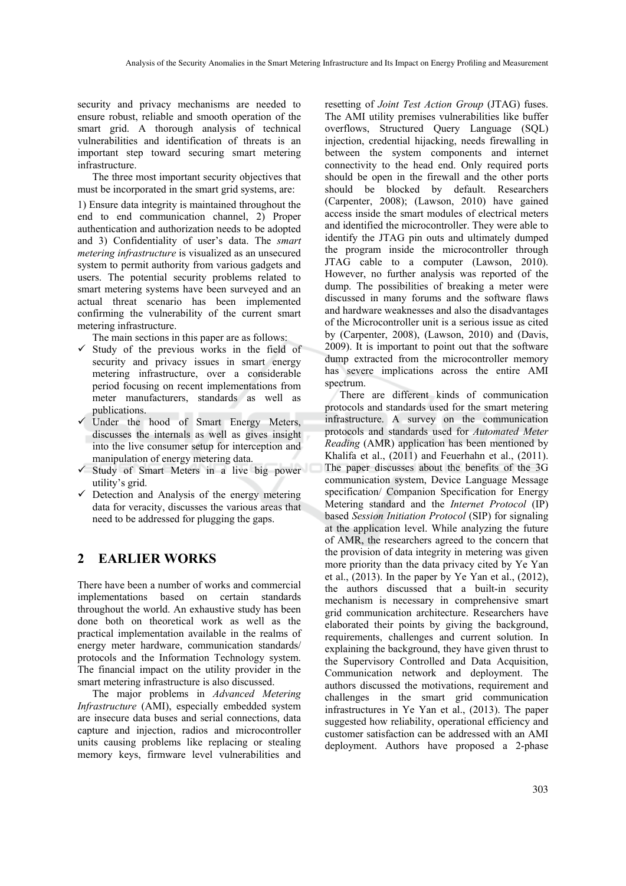security and privacy mechanisms are needed to ensure robust, reliable and smooth operation of the smart grid. A thorough analysis of technical vulnerabilities and identification of threats is an important step toward securing smart metering infrastructure.

The three most important security objectives that must be incorporated in the smart grid systems, are:

1) Ensure data integrity is maintained throughout the end to end communication channel, 2) Proper authentication and authorization needs to be adopted and 3) Confidentiality of user's data. The *smart metering infrastructure* is visualized as an unsecured system to permit authority from various gadgets and users. The potential security problems related to smart metering systems have been surveyed and an actual threat scenario has been implemented confirming the vulnerability of the current smart metering infrastructure.

The main sections in this paper are as follows:

- ✓ Study of the previous works in the field of security and privacy issues in smart energy metering infrastructure, over a considerable period focusing on recent implementations from meter manufacturers, standards as well as publications.
- ✓ Under the hood of Smart Energy Meters, discusses the internals as well as gives insight into the live consumer setup for interception and manipulation of energy metering data.
- ✓ Study of Smart Meters in a live big power utility's grid.
- ✓ Detection and Analysis of the energy metering data for veracity, discusses the various areas that need to be addressed for plugging the gaps.

## 2 EARLIER WORKS

There have been a number of works and commercial implementations based on certain standards throughout the world. An exhaustive study has been done both on theoretical work as well as the practical implementation available in the realms of energy meter hardware, communication standards/ protocols and the Information Technology system. The financial impact on the utility provider in the smart metering infrastructure is also discussed.

The major problems in *Advanced Metering Infrastructure* (AMI), especially embedded system are insecure data buses and serial connections, data capture and injection, radios and microcontroller units causing problems like replacing or stealing memory keys, firmware level vulnerabilities and resetting of *Joint Test Action Group* (JTAG) fuses. The AMI utility premises vulnerabilities like buffer overflows, Structured Query Language (SQL) injection, credential hijacking, needs firewalling in between the system components and internet connectivity to the head end. Only required ports should be open in the firewall and the other ports should be blocked by default. Researchers (Carpenter, 2008); (Lawson, 2010) have gained access inside the smart modules of electrical meters and identified the microcontroller. They were able to identify the JTAG pin outs and ultimately dumped the program inside the microcontroller through JTAG cable to a computer (Lawson, 2010). However, no further analysis was reported of the dump. The possibilities of breaking a meter were discussed in many forums and the software flaws and hardware weaknesses and also the disadvantages of the Microcontroller unit is a serious issue as cited by (Carpenter, 2008), (Lawson, 2010) and (Davis, 2009). It is important to point out that the software dump extracted from the microcontroller memory has severe implications across the entire AMI spectrum.

There are different kinds of communication protocols and standards used for the smart metering infrastructure. A survey on the communication protocols and standards used for *Automated Meter Reading* (AMR) application has been mentioned by Khalifa et al., (2011) and Feuerhahn et al., (2011). The paper discusses about the benefits of the 3G communication system, Device Language Message specification/ Companion Specification for Energy Metering standard and the *Internet Protocol* (IP) based *Session Initiation Protocol* (SIP) for signaling at the application level. While analyzing the future of AMR, the researchers agreed to the concern that the provision of data integrity in metering was given more priority than the data privacy cited by Ye Yan et al., (2013). In the paper by Ye Yan et al., (2012), the authors discussed that a built-in security mechanism is necessary in comprehensive smart grid communication architecture. Researchers have elaborated their points by giving the background, requirements, challenges and current solution. In explaining the background, they have given thrust to the Supervisory Controlled and Data Acquisition, Communication network and deployment. The authors discussed the motivations, requirement and challenges in the smart grid communication infrastructures in Ye Yan et al., (2013). The paper suggested how reliability, operational efficiency and customer satisfaction can be addressed with an AMI deployment. Authors have proposed a 2-phase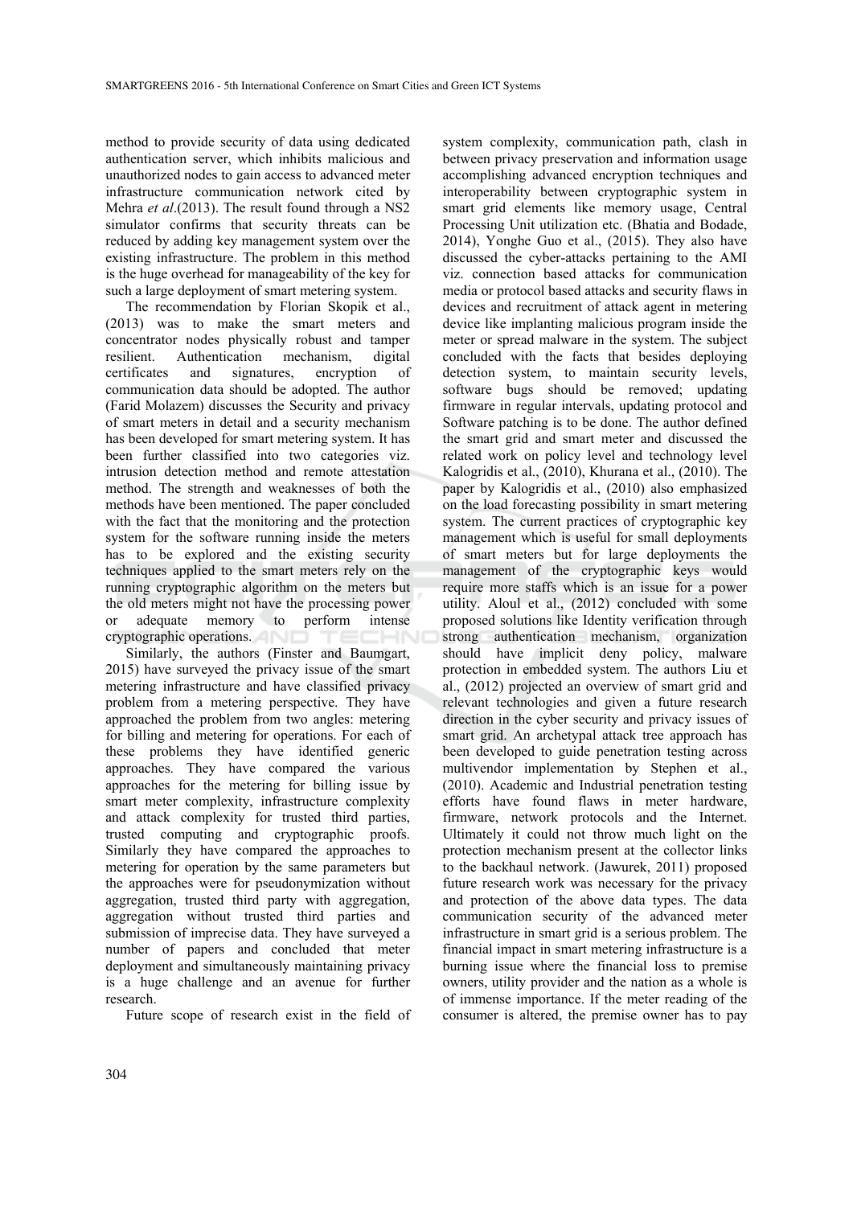method to provide security of data using dedicated authentication server, which inhibits malicious and unauthorized nodes to gain access to advanced meter infrastructure communication network cited by Mehra *et al*.(2013). The result found through a NS2 simulator confirms that security threats can be reduced by adding key management system over the existing infrastructure. The problem in this method is the huge overhead for manageability of the key for such a large deployment of smart metering system.

The recommendation by Florian Skopik et al., (2013) was to make the smart meters and concentrator nodes physically robust and tamper resilient. Authentication mechanism, digital certificates and signatures, encryption of communication data should be adopted. The author (Farid Molazem) discusses the Security and privacy of smart meters in detail and a security mechanism has been developed for smart metering system. It has been further classified into two categories viz. intrusion detection method and remote attestation method. The strength and weaknesses of both the methods have been mentioned. The paper concluded with the fact that the monitoring and the protection system for the software running inside the meters has to be explored and the existing security techniques applied to the smart meters rely on the running cryptographic algorithm on the meters but the old meters might not have the processing power or adequate memory to perform intense cryptographic operations.

Similarly, the authors (Finster and Baumgart, 2015) have surveyed the privacy issue of the smart metering infrastructure and have classified privacy problem from a metering perspective. They have approached the problem from two angles: metering for billing and metering for operations. For each of these problems they have identified generic approaches. They have compared the various approaches for the metering for billing issue by smart meter complexity, infrastructure complexity and attack complexity for trusted third parties, trusted computing and cryptographic proofs. Similarly they have compared the approaches to metering for operation by the same parameters but the approaches were for pseudonymization without aggregation, trusted third party with aggregation, aggregation without trusted third parties and submission of imprecise data. They have surveyed a number of papers and concluded that meter deployment and simultaneously maintaining privacy is a huge challenge and an avenue for further research.

Future scope of research exist in the field of system complexity, communication path, clash in between privacy preservation and information usage accomplishing advanced encryption techniques and interoperability between cryptographic system in smart grid elements like memory usage, Central Processing Unit utilization etc. (Bhatia and Bodade, 2014), Yonghe Guo et al., (2015). They also have discussed the cyber-attacks pertaining to the AMI viz. connection based attacks for communication media or protocol based attacks and security flaws in devices and recruitment of attack agent in metering device like implanting malicious program inside the meter or spread malware in the system. The subject concluded with the facts that besides deploying detection system, to maintain security levels, software bugs should be removed; updating firmware in regular intervals, updating protocol and Software patching is to be done. The author defined the smart grid and smart meter and discussed the related work on policy level and technology level Kalogridis et al., (2010), Khurana et al., (2010). The paper by Kalogridis et al., (2010) also emphasized on the load forecasting possibility in smart metering system. The current practices of cryptographic key management which is useful for small deployments of smart meters but for large deployments the management of the cryptographic keys would require more staffs which is an issue for a power utility. Aloul et al., (2012) concluded with some proposed solutions like Identity verification through strong authentication mechanism, organization should have implicit deny policy, malware protection in embedded system. The authors Liu et al., (2012) projected an overview of smart grid and relevant technologies and given a future research direction in the cyber security and privacy issues of smart grid. An archetypal attack tree approach has been developed to guide penetration testing across multivendor implementation by Stephen et al., (2010). Academic and Industrial penetration testing efforts have found flaws in meter hardware, firmware, network protocols and the Internet. Ultimately it could not throw much light on the protection mechanism present at the collector links to the backhaul network. (Jawurek, 2011) proposed future research work was necessary for the privacy and protection of the above data types. The data communication security of the advanced meter infrastructure in smart grid is a serious problem. The financial impact in smart metering infrastructure is a burning issue where the financial loss to premise owners, utility provider and the nation as a whole is of immense importance. If the meter reading of the consumer is altered, the premise owner has to pay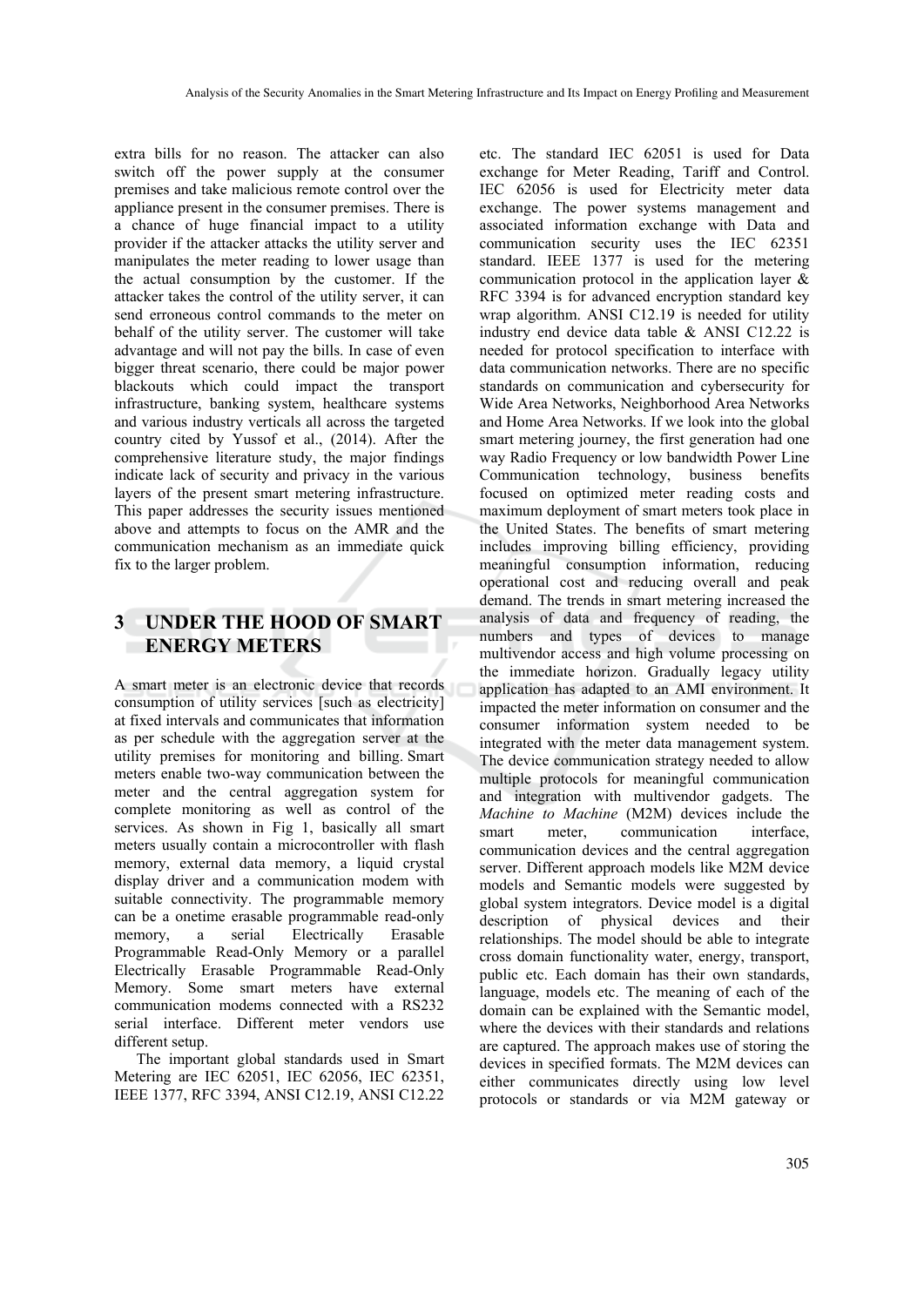extra bills for no reason. The attacker can also switch off the power supply at the consumer premises and take malicious remote control over the appliance present in the consumer premises. There is a chance of huge financial impact to a utility provider if the attacker attacks the utility server and manipulates the meter reading to lower usage than the actual consumption by the customer. If the attacker takes the control of the utility server, it can send erroneous control commands to the meter on behalf of the utility server. The customer will take advantage and will not pay the bills. In case of even bigger threat scenario, there could be major power blackouts which could impact the transport infrastructure, banking system, healthcare systems and various industry verticals all across the targeted country cited by Yussof et al., (2014). After the comprehensive literature study, the major findings indicate lack of security and privacy in the various layers of the present smart metering infrastructure. This paper addresses the security issues mentioned above and attempts to focus on the AMR and the communication mechanism as an immediate quick fix to the larger problem.

# 3 UNDER THE HOOD OF SMART ENERGY METERS

A smart meter is an electronic device that records consumption of utility services [such as electricity] at fixed intervals and communicates that information as per schedule with the aggregation server at the utility premises for monitoring and billing. Smart meters enable two-way communication between the meter and the central aggregation system for complete monitoring as well as control of the services. As shown in Fig 1, basically all smart meters usually contain a microcontroller with flash memory, external data memory, a liquid crystal display driver and a communication modem with suitable connectivity. The programmable memory can be a onetime erasable programmable read-only memory, a serial Electrically Erasable Programmable Read-Only Memory or a parallel Electrically Erasable Programmable Read-Only Memory. Some smart meters have external communication modems connected with a RS232 serial interface. Different meter vendors use different setup.

The important global standards used in Smart Metering are IEC 62051, IEC 62056, IEC 62351, IEEE 1377, RFC 3394, ANSI C12.19, ANSI C12.22 etc. The standard IEC 62051 is used for Data exchange for Meter Reading, Tariff and Control. IEC 62056 is used for Electricity meter data exchange. The power systems management and associated information exchange with Data and communication security uses the IEC 62351 standard. IEEE 1377 is used for the metering communication protocol in the application layer & RFC 3394 is for advanced encryption standard key wrap algorithm. ANSI C12.19 is needed for utility industry end device data table & ANSI C12.22 is needed for protocol specification to interface with data communication networks. There are no specific standards on communication and cybersecurity for Wide Area Networks, Neighborhood Area Networks and Home Area Networks. If we look into the global smart metering journey, the first generation had one way Radio Frequency or low bandwidth Power Line Communication technology, business benefits focused on optimized meter reading costs and maximum deployment of smart meters took place in the United States. The benefits of smart metering includes improving billing efficiency, providing meaningful consumption information, reducing operational cost and reducing overall and peak demand. The trends in smart metering increased the analysis of data and frequency of reading, the numbers and types of devices to manage multivendor access and high volume processing on the immediate horizon. Gradually legacy utility application has adapted to an AMI environment. It impacted the meter information on consumer and the consumer information system needed to be integrated with the meter data management system. The device communication strategy needed to allow multiple protocols for meaningful communication and integration with multivendor gadgets. The *Machine to Machine* (M2M) devices include the smart meter, communication interface, communication devices and the central aggregation server. Different approach models like M2M device models and Semantic models were suggested by global system integrators. Device model is a digital description of physical devices and their relationships. The model should be able to integrate cross domain functionality water, energy, transport, public etc. Each domain has their own standards, language, models etc. The meaning of each of the domain can be explained with the Semantic model, where the devices with their standards and relations are captured. The approach makes use of storing the devices in specified formats. The M2M devices can either communicates directly using low level protocols or standards or via M2M gateway or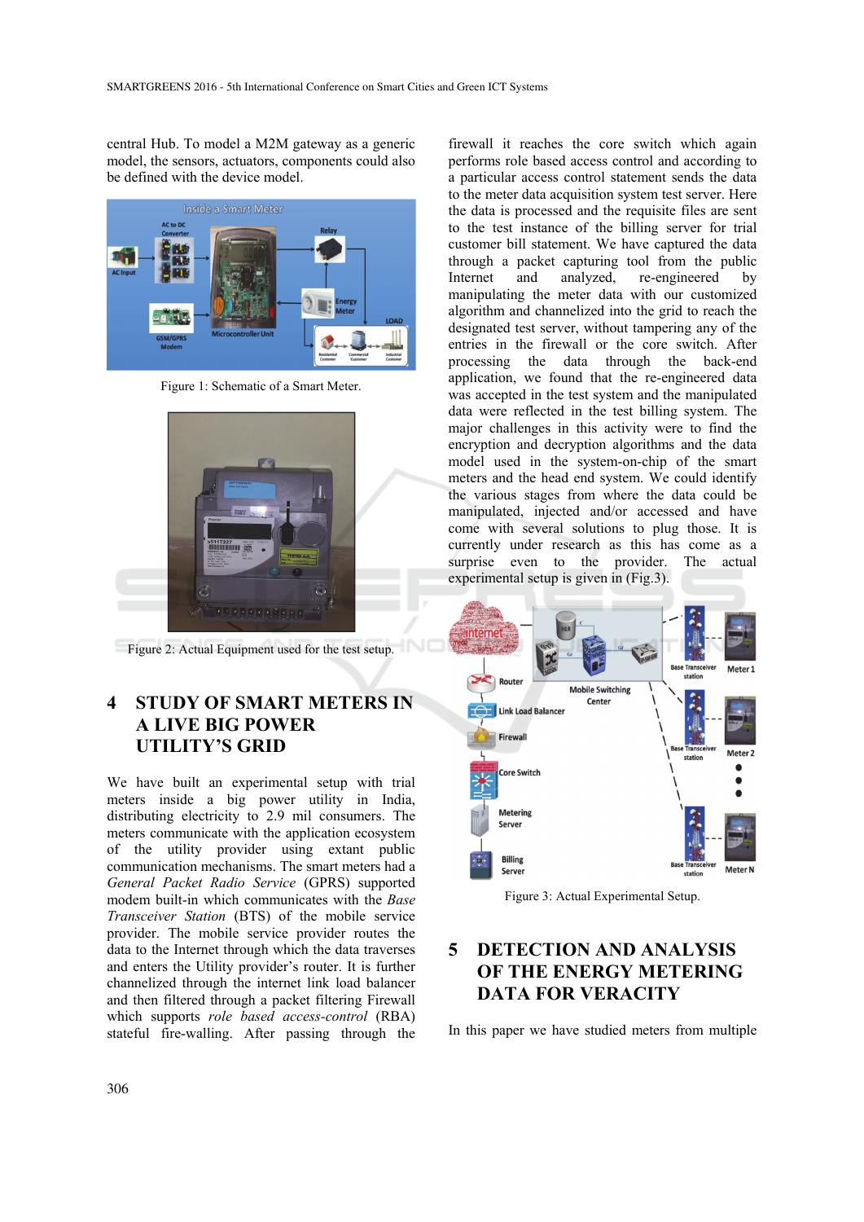central Hub. To model a M2M gateway as a generic model, the sensors, actuators, components could also be defined with the device model.

Inside a Smart Meter

AC to DC Converter

Relay

AC Input

Energy Meter

LOAD

GSM/GPRS Modem

Microcontroller Unit

Residential Customer

Commercial Customer

Industrial Customer

Figure 1: Schematic of a Smart Meter.

Figure 2: Actual Equipment used for the test setup.

## 4 STUDY OF SMART METERS IN A LIVE BIG POWER UTILITY'S GRID

We have built an experimental setup with trial meters inside a big power utility in India, distributing electricity to 2.9 mil consumers. The meters communicate with the application ecosystem of the utility provider using extant public communication mechanisms. The smart meters had a *General Packet Radio Service* (GPRS) supported modem built-in which communicates with the *Base Transceiver Station* (BTS) of the mobile service provider. The mobile service provider routes the data to the Internet through which the data traverses and enters the Utility provider's router. It is further channelized through the internet link load balancer and then filtered through a packet filtering Firewall which supports *role based access-control* (RBA) stateful fire-walling. After passing through the firewall it reaches the core switch which again performs role based access control and according to a particular access control statement sends the data to the meter data acquisition system test server. Here the data is processed and the requisite files are sent to the test instance of the billing server for trial customer bill statement. We have captured the data through a packet capturing tool from the public Internet and analyzed, re-engineered by manipulating the meter data with our customized algorithm and channelized into the grid to reach the designated test server, without tampering any of the entries in the firewall or the core switch. After processing the data through the back-end application, we found that the re-engineered data was accepted in the test system and the manipulated data were reflected in the test billing system. The major challenges in this activity were to find the encryption and decryption algorithms and the data model used in the system-on-chip of the smart meters and the head end system. We could identify the various stages from where the data could be manipulated, injected and/or accessed and have come with several solutions to plug those. It is currently under research as this has come as a surprise even to the provider. The actual experimental setup is given in (Fig.3).

Internet

HLR

Router

Mobile Switching Center

Link Load Balancer

Firewall

Core Switch

Metering Server

Billing Server

Base Transceiver station

Meter 1

Base Transceiver station

Meter 2

Base Transceiver station

Meter N

Figure 3: Actual Experimental Setup.

## 5 DETECTION AND ANALYSIS OF THE ENERGY METERING DATA FOR VERACITY

In this paper we have studied meters from multiple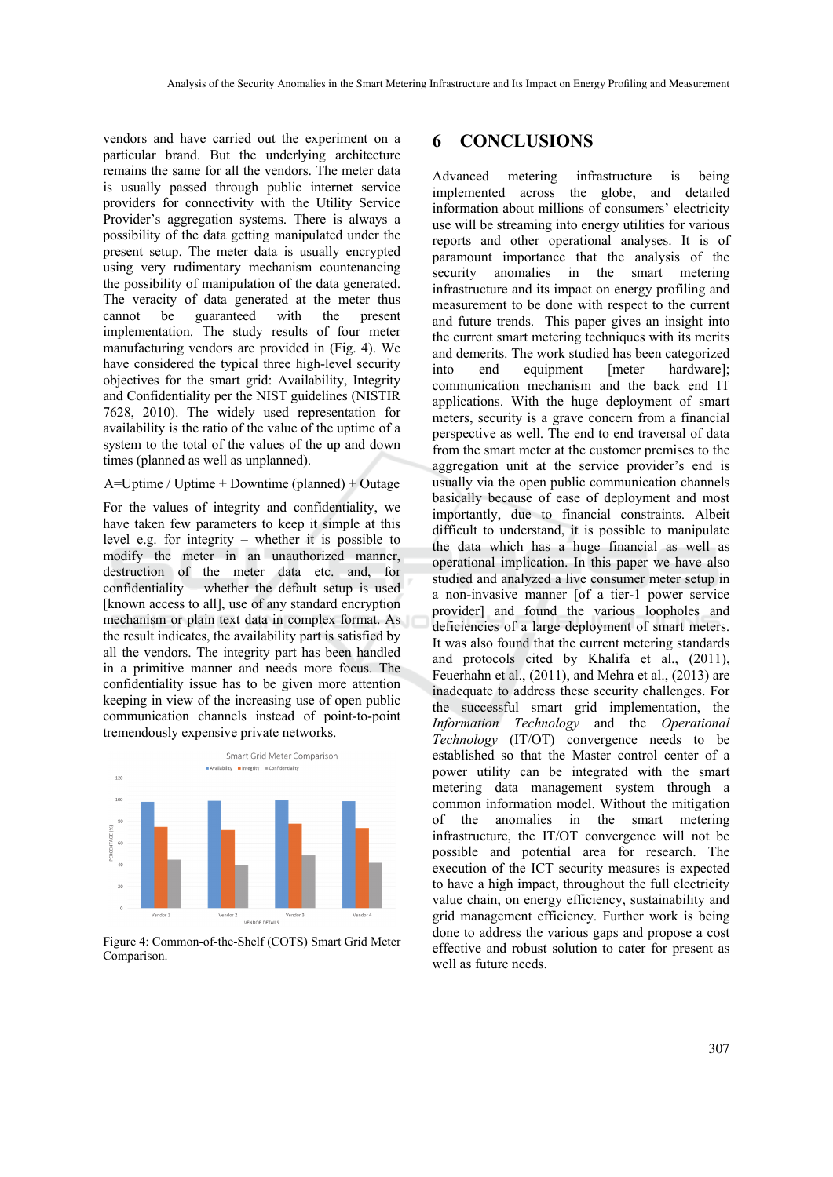vendors and have carried out the experiment on a particular brand. But the underlying architecture remains the same for all the vendors. The meter data is usually passed through public internet service providers for connectivity with the Utility Service Provider's aggregation systems. There is always a possibility of the data getting manipulated under the present setup. The meter data is usually encrypted using very rudimentary mechanism countenancing the possibility of manipulation of the data generated. The veracity of data generated at the meter thus cannot be guaranteed with the present implementation. The study results of four meter manufacturing vendors are provided in (Fig. 4). We have considered the typical three high-level security objectives for the smart grid: Availability, Integrity and Confidentiality per the NIST guidelines (NISTIR 7628, 2010). The widely used representation for availability is the ratio of the value of the uptime of a system to the total of the values of the up and down times (planned as well as unplanned).

A=Uptime / Uptime + Downtime (planned) + Outage

For the values of integrity and confidentiality, we have taken few parameters to keep it simple at this level e.g. for integrity – whether it is possible to modify the meter in an unauthorized manner, destruction of the meter data etc. and, for confidentiality – whether the default setup is used [known access to all], use of any standard encryption mechanism or plain text data in complex format. As the result indicates, the availability part is satisfied by all the vendors. The integrity part has been handled in a primitive manner and needs more focus. The confidentiality issue has to be given more attention keeping in view of the increasing use of open public communication channels instead of point-to-point tremendously expensive private networks.

Smart Grid Meter Comparison

Availability Integrity Confidentiality

PERCENTAGE (%)

120
100
80
60
40
20
0

Vendor 1 Vendor 2 Vendor 3 Vendor 4

VENDOR DETAILS

Figure 4: Common-of-the-Shelf (COTS) Smart Grid Meter Comparison.

# 6 CONCLUSIONS

Advanced metering infrastructure is being implemented across the globe, and detailed information about millions of consumers' electricity use will be streaming into energy utilities for various reports and other operational analyses. It is of paramount importance that the analysis of the security anomalies in the smart metering infrastructure and its impact on energy profiling and measurement to be done with respect to the current and future trends. This paper gives an insight into the current smart metering techniques with its merits and demerits. The work studied has been categorized into end equipment [meter hardware]; communication mechanism and the back end IT applications. With the huge deployment of smart meters, security is a grave concern from a financial perspective as well. The end to end traversal of data from the smart meter at the customer premises to the aggregation unit at the service provider's end is usually via the open public communication channels basically because of ease of deployment and most importantly, due to financial constraints. Albeit difficult to understand, it is possible to manipulate the data which has a huge financial as well as operational implication. In this paper we have also studied and analyzed a live consumer meter setup in a non-invasive manner [of a tier-1 power service provider] and found the various loopholes and deficiencies of a large deployment of smart meters. It was also found that the current metering standards and protocols cited by Khalifa et al., (2011), Feuerhahn et al., (2011), and Mehra et al., (2013) are inadequate to address these security challenges. For the successful smart grid implementation, the *Information Technology* and the *Operational Technology* (IT/OT) convergence needs to be established so that the Master control center of a power utility can be integrated with the smart metering data management system through a common information model. Without the mitigation of the anomalies in the smart metering infrastructure, the IT/OT convergence will not be possible and potential area for research. The execution of the ICT security measures is expected to have a high impact, throughout the full electricity value chain, on energy efficiency, sustainability and grid management efficiency. Further work is being done to address the various gaps and propose a cost effective and robust solution to cater for present as well as future needs.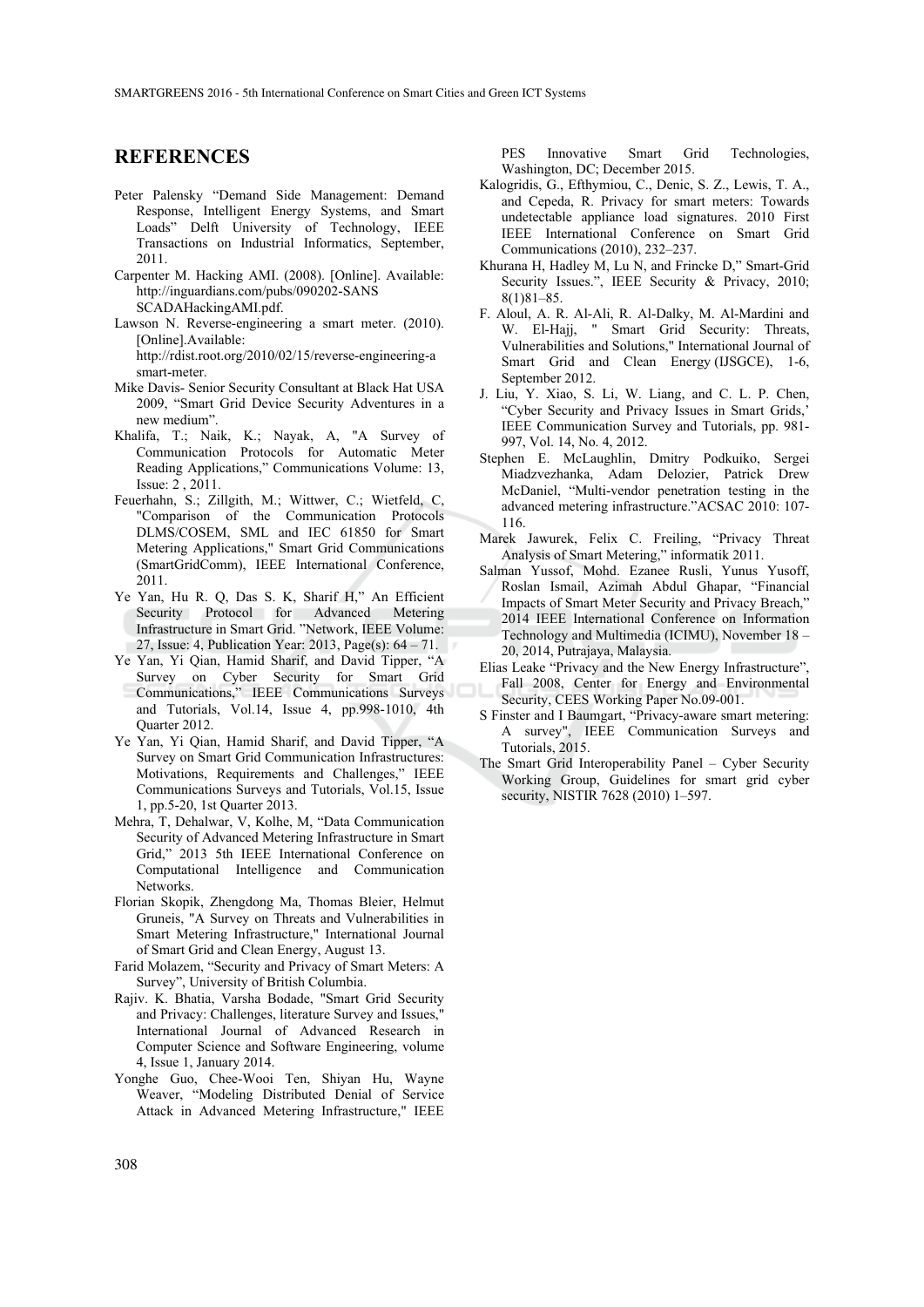## REFERENCES

Peter Palensky "Demand Side Management: Demand Response, Intelligent Energy Systems, and Smart Loads" Delft University of Technology, IEEE Transactions on Industrial Informatics, September, 2011.

Carpenter M. Hacking AMI. (2008). [Online]. Available: http://inguardians.com/pubs/090202-SANS SCADAHackingAMI.pdf.

Lawson N. Reverse-engineering a smart meter. (2010). [Online].Available: http://rdist.root.org/2010/02/15/reverse-engineering-a smart-meter.

Mike Davis- Senior Security Consultant at Black Hat USA 2009, "Smart Grid Device Security Adventures in a new medium".

Khalifa, T.; Naik, K.; Nayak, A, "A Survey of Communication Protocols for Automatic Meter Reading Applications," Communications Volume: 13, Issue: 2 , 2011.

Feuerhahn, S.; Zillgith, M.; Wittwer, C.; Wietfeld, C, "Comparison of the Communication Protocols DLMS/COSEM, SML and IEC 61850 for Smart Metering Applications," Smart Grid Communications (SmartGridComm), IEEE International Conference, 2011.

Ye Yan, Hu R. Q, Das S. K, Sharif H," An Efficient Security Protocol for Advanced Metering Infrastructure in Smart Grid. "Network, IEEE Volume: 27, Issue: 4, Publication Year: 2013, Page(s): 64 – 71.

Ye Yan, Yi Qian, Hamid Sharif, and David Tipper, "A Survey on Cyber Security for Smart Grid Communications," IEEE Communications Surveys and Tutorials, Vol.14, Issue 4, pp.998-1010, 4th Quarter 2012.

Ye Yan, Yi Qian, Hamid Sharif, and David Tipper, "A Survey on Smart Grid Communication Infrastructures: Motivations, Requirements and Challenges," IEEE Communications Surveys and Tutorials, Vol.15, Issue 1, pp.5-20, 1st Quarter 2013.

Mehra, T, Dehalwar, V, Kolhe, M, "Data Communication Security of Advanced Metering Infrastructure in Smart Grid," 2013 5th IEEE International Conference on Computational Intelligence and Communication Networks.

Florian Skopik, Zhengdong Ma, Thomas Bleier, Helmut Gruneis, "A Survey on Threats and Vulnerabilities in Smart Metering Infrastructure," International Journal of Smart Grid and Clean Energy, August 13.

Farid Molazem, "Security and Privacy of Smart Meters: A Survey", University of British Columbia.

Rajiv. K. Bhatia, Varsha Bodade, "Smart Grid Security and Privacy: Challenges, literature Survey and Issues," International Journal of Advanced Research in Computer Science and Software Engineering, volume 4, Issue 1, January 2014.

Yonghe Guo, Chee-Wooi Ten, Shiyan Hu, Wayne Weaver, "Modeling Distributed Denial of Service Attack in Advanced Metering Infrastructure," IEEE PES Innovative Smart Grid Technologies, Washington, DC; December 2015.

Kalogridis, G., Efthymiou, C., Denic, S. Z., Lewis, T. A., and Cepeda, R. Privacy for smart meters: Towards undetectable appliance load signatures. 2010 First IEEE International Conference on Smart Grid Communications (2010), 232–237.

Khurana H, Hadley M, Lu N, and Frincke D," Smart-Grid Security Issues.", IEEE Security & Privacy, 2010; 8(1)81–85.

F. Aloul, A. R. Al-Ali, R. Al-Dalky, M. Al-Mardini and W. El-Hajj, " Smart Grid Security: Threats, Vulnerabilities and Solutions," International Journal of Smart Grid and Clean Energy (IJSGCE), 1-6, September 2012.

J. Liu, Y. Xiao, S. Li, W. Liang, and C. L. P. Chen, "Cyber Security and Privacy Issues in Smart Grids,' IEEE Communication Survey and Tutorials, pp. 981-997, Vol. 14, No. 4, 2012.

Stephen E. McLaughlin, Dmitry Podkuiko, Sergei Miadzvezhanka, Adam Delozier, Patrick Drew McDaniel, "Multi-vendor penetration testing in the advanced metering infrastructure."ACSAC 2010: 107-116.

Marek Jawurek, Felix C. Freiling, "Privacy Threat Analysis of Smart Metering," informatik 2011.

Salman Yussof, Mohd. Ezanee Rusli, Yunus Yusoff, Roslan Ismail, Azimah Abdul Ghapar, "Financial Impacts of Smart Meter Security and Privacy Breach," 2014 IEEE International Conference on Information Technology and Multimedia (ICIMU), November 18 – 20, 2014, Putrajaya, Malaysia.

Elias Leake "Privacy and the New Energy Infrastructure", Fall 2008, Center for Energy and Environmental Security, CEES Working Paper No.09-001.

S Finster and I Baumgart, "Privacy-aware smart metering: A survey", IEEE Communication Surveys and Tutorials, 2015.

The Smart Grid Interoperability Panel – Cyber Security Working Group, Guidelines for smart grid cyber security, NISTIR 7628 (2010) 1–597.